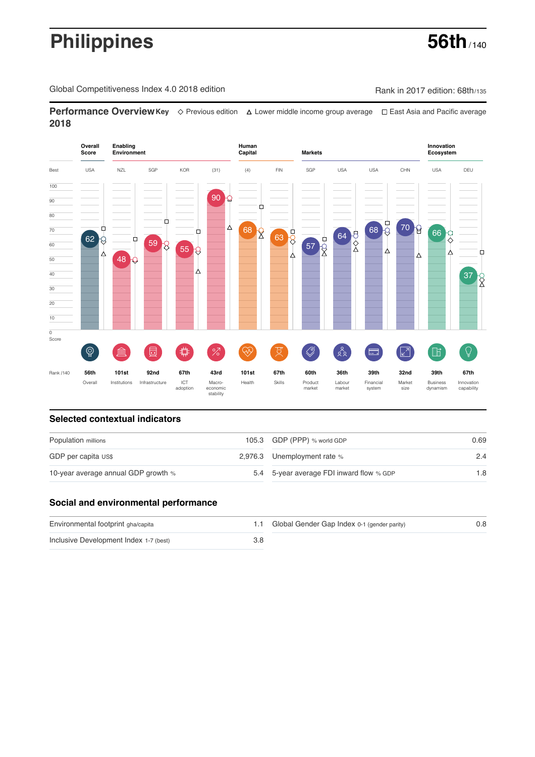# Philippines

**56th** / 140

Global Competitiveness Index 4.0 2018 edition

Rank in 2017 edition: 68th/135

## Performance Overview 2018

Key: ◇ Previous edition △ Lower middle income group average □ East Asia and Pacific average

| | Overall Score | Enabling Environment | | | | Human Capital | | Markets | | | | Innovation Ecosystem | |
|---|---|---|---|---|---|---|---|---|---|---|---|---|---|
| Best | USA | NZL | SGP | KOR | (31) | (4) | FIN | SGP | USA | USA | CHN | USA | DEU |
| Score | 62 | 48 | 59 | 55 | 90 | 68 | 63 | 57 | 64 | 68 | 70 | 66 | 37 |
| Rank /140 | 56th | 101st | 92nd | 67th | 43rd | 101st | 67th | 60th | 36th | 39th | 32nd | 39th | 67th |
| | Overall | Institutions | Infrastructure | ICT adoption | Macro-economic stability | Health | Skills | Product market | Labour market | Financial system | Market size | Business dynamism | Innovation capability |

## Selected contextual indicators

| Indicator | Value | Indicator | Value |
|---|---|---|---|
| Population millions | 105.3 | GDP (PPP) % world GDP | 0.69 |
| GDP per capita US$ | 2,976.3 | Unemployment rate % | 2.4 |
| 10-year average annual GDP growth % | 5.4 | 5-year average FDI inward flow % GDP | 1.8 |

## Social and environmental performance

| Indicator | Value | Indicator | Value |
|---|---|---|---|
| Environmental footprint gha/capita | 1.1 | Global Gender Gap Index 0-1 (gender parity) | 0.8 |
| Inclusive Development Index 1-7 (best) | 3.8 | | |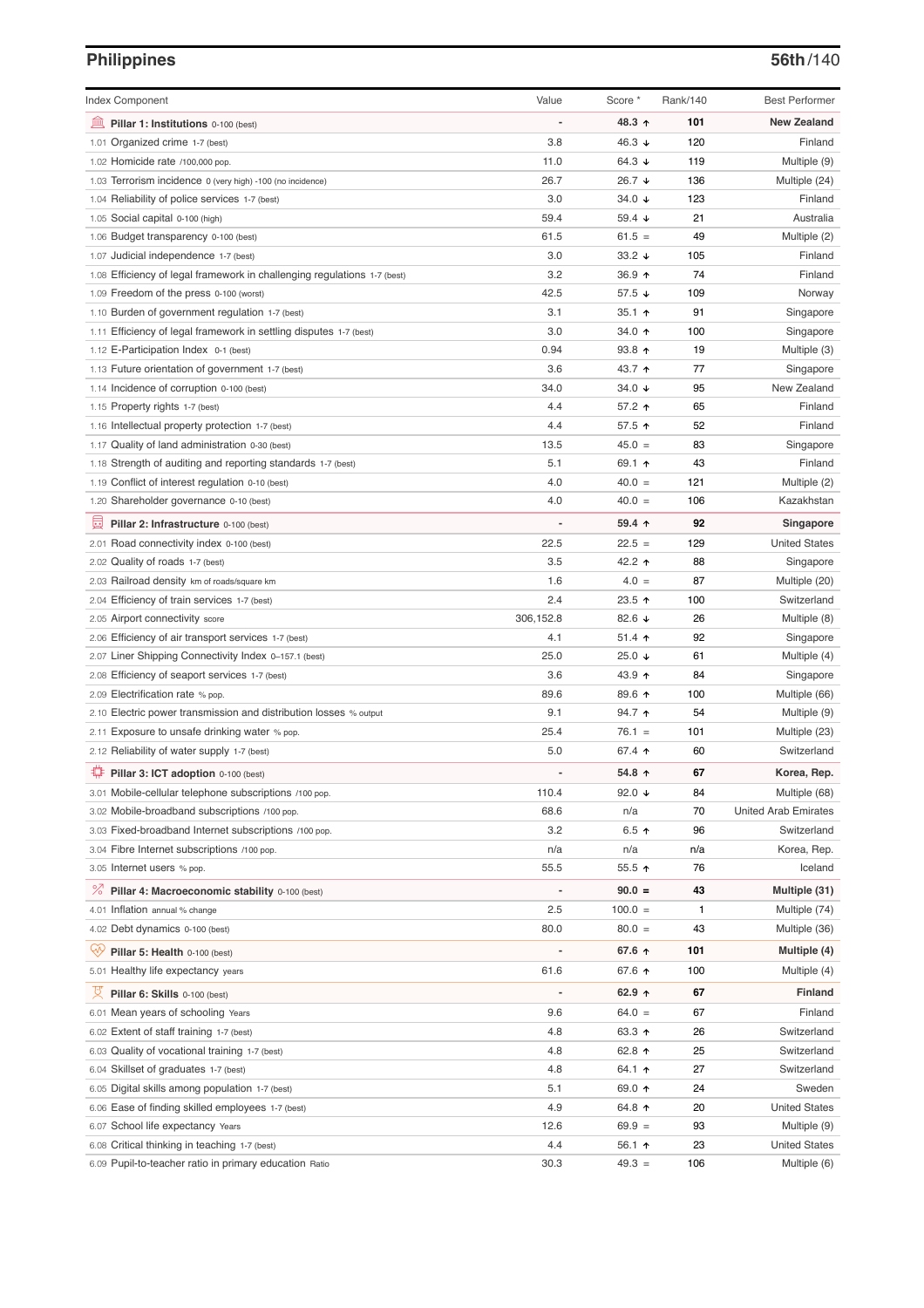## Philippines

**56th/140**

| Index Component | Value | Score * | Rank/140 | Best Performer |
|---|---|---|---|---|
| **Pillar 1: Institutions** 0-100 (best) | - | **48.3 ↑** | **101** | **New Zealand** |
| 1.01 Organized crime 1-7 (best) | 3.8 | 46.3 ↓ | 120 | Finland |
| 1.02 Homicide rate /100,000 pop. | 11.0 | 64.3 ↓ | 119 | Multiple (9) |
| 1.03 Terrorism incidence 0 (very high) -100 (no incidence) | 26.7 | 26.7 ↓ | 136 | Multiple (24) |
| 1.04 Reliability of police services 1-7 (best) | 3.0 | 34.0 ↓ | 123 | Finland |
| 1.05 Social capital 0-100 (high) | 59.4 | 59.4 ↓ | 21 | Australia |
| 1.06 Budget transparency 0-100 (best) | 61.5 | 61.5 = | 49 | Multiple (2) |
| 1.07 Judicial independence 1-7 (best) | 3.0 | 33.2 ↓ | 105 | Finland |
| 1.08 Efficiency of legal framework in challenging regulations 1-7 (best) | 3.2 | 36.9 ↑ | 74 | Finland |
| 1.09 Freedom of the press 0-100 (worst) | 42.5 | 57.5 ↓ | 109 | Norway |
| 1.10 Burden of government regulation 1-7 (best) | 3.1 | 35.1 ↑ | 91 | Singapore |
| 1.11 Efficiency of legal framework in settling disputes 1-7 (best) | 3.0 | 34.0 ↑ | 100 | Singapore |
| 1.12 E-Participation Index 0-1 (best) | 0.94 | 93.8 ↑ | 19 | Multiple (3) |
| 1.13 Future orientation of government 1-7 (best) | 3.6 | 43.7 ↑ | 77 | Singapore |
| 1.14 Incidence of corruption 0-100 (best) | 34.0 | 34.0 ↓ | 95 | New Zealand |
| 1.15 Property rights 1-7 (best) | 4.4 | 57.2 ↑ | 65 | Finland |
| 1.16 Intellectual property protection 1-7 (best) | 4.4 | 57.5 ↑ | 52 | Finland |
| 1.17 Quality of land administration 0-30 (best) | 13.5 | 45.0 = | 83 | Singapore |
| 1.18 Strength of auditing and reporting standards 1-7 (best) | 5.1 | 69.1 ↑ | 43 | Finland |
| 1.19 Conflict of interest regulation 0-10 (best) | 4.0 | 40.0 = | 121 | Multiple (2) |
| 1.20 Shareholder governance 0-10 (best) | 4.0 | 40.0 = | 106 | Kazakhstan |
| **Pillar 2: Infrastructure** 0-100 (best) | - | **59.4 ↑** | **92** | **Singapore** |
| 2.01 Road connectivity index 0-100 (best) | 22.5 | 22.5 = | 129 | United States |
| 2.02 Quality of roads 1-7 (best) | 3.5 | 42.2 ↑ | 88 | Singapore |
| 2.03 Railroad density km of roads/square km | 1.6 | 4.0 = | 87 | Multiple (20) |
| 2.04 Efficiency of train services 1-7 (best) | 2.4 | 23.5 ↑ | 100 | Switzerland |
| 2.05 Airport connectivity score | 306,152.8 | 82.6 ↓ | 26 | Multiple (8) |
| 2.06 Efficiency of air transport services 1-7 (best) | 4.1 | 51.4 ↑ | 92 | Singapore |
| 2.07 Liner Shipping Connectivity Index 0–157.1 (best) | 25.0 | 25.0 ↓ | 61 | Multiple (4) |
| 2.08 Efficiency of seaport services 1-7 (best) | 3.6 | 43.9 ↑ | 84 | Singapore |
| 2.09 Electrification rate % pop. | 89.6 | 89.6 ↑ | 100 | Multiple (66) |
| 2.10 Electric power transmission and distribution losses % output | 9.1 | 94.7 ↑ | 54 | Multiple (9) |
| 2.11 Exposure to unsafe drinking water % pop. | 25.4 | 76.1 = | 101 | Multiple (23) |
| 2.12 Reliability of water supply 1-7 (best) | 5.0 | 67.4 ↑ | 60 | Switzerland |
| **Pillar 3: ICT adoption** 0-100 (best) | - | **54.8 ↑** | **67** | **Korea, Rep.** |
| 3.01 Mobile-cellular telephone subscriptions /100 pop. | 110.4 | 92.0 ↓ | 84 | Multiple (68) |
| 3.02 Mobile-broadband subscriptions /100 pop. | 68.6 | n/a | 70 | United Arab Emirates |
| 3.03 Fixed-broadband Internet subscriptions /100 pop. | 3.2 | 6.5 ↑ | 96 | Switzerland |
| 3.04 Fibre Internet subscriptions /100 pop. | n/a | n/a | n/a | Korea, Rep. |
| 3.05 Internet users % pop. | 55.5 | 55.5 ↑ | 76 | Iceland |
| **Pillar 4: Macroeconomic stability** 0-100 (best) | - | **90.0 =** | **43** | **Multiple (31)** |
| 4.01 Inflation annual % change | 2.5 | 100.0 = | 1 | Multiple (74) |
| 4.02 Debt dynamics 0-100 (best) | 80.0 | 80.0 = | 43 | Multiple (36) |
| **Pillar 5: Health** 0-100 (best) | - | **67.6 ↑** | **101** | **Multiple (4)** |
| 5.01 Healthy life expectancy years | 61.6 | 67.6 ↑ | 100 | Multiple (4) |
| **Pillar 6: Skills** 0-100 (best) | - | **62.9 ↑** | **67** | **Finland** |
| 6.01 Mean years of schooling Years | 9.6 | 64.0 = | 67 | Finland |
| 6.02 Extent of staff training 1-7 (best) | 4.8 | 63.3 ↑ | 26 | Switzerland |
| 6.03 Quality of vocational training 1-7 (best) | 4.8 | 62.8 ↑ | 25 | Switzerland |
| 6.04 Skillset of graduates 1-7 (best) | 4.8 | 64.1 ↑ | 27 | Switzerland |
| 6.05 Digital skills among population 1-7 (best) | 5.1 | 69.0 ↑ | 24 | Sweden |
| 6.06 Ease of finding skilled employees 1-7 (best) | 4.9 | 64.8 ↑ | 20 | United States |
| 6.07 School life expectancy Years | 12.6 | 69.9 = | 93 | Multiple (9) |
| 6.08 Critical thinking in teaching 1-7 (best) | 4.4 | 56.1 ↑ | 23 | United States |
| 6.09 Pupil-to-teacher ratio in primary education Ratio | 30.3 | 49.3 = | 106 | Multiple (6) |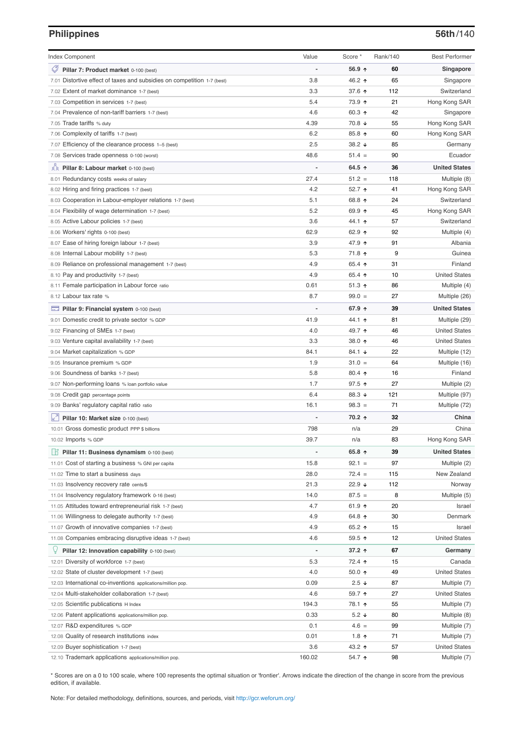## Philippines

**56th**/140

| Index Component | Value | Score * | Rank/140 | Best Performer |
|---|---|---|---|---|
| **Pillar 7: Product market** 0-100 (best) | - | **56.9 ↑** | **60** | **Singapore** |
| 7.01 Distortive effect of taxes and subsidies on competition 1-7 (best) | 3.8 | 46.2 ↑ | 65 | Singapore |
| 7.02 Extent of market dominance 1-7 (best) | 3.3 | 37.6 ↑ | 112 | Switzerland |
| 7.03 Competition in services 1-7 (best) | 5.4 | 73.9 ↑ | 21 | Hong Kong SAR |
| 7.04 Prevalence of non-tariff barriers 1-7 (best) | 4.6 | 60.3 ↑ | 42 | Singapore |
| 7.05 Trade tariffs % duty | 4.39 | 70.8 ↓ | 55 | Hong Kong SAR |
| 7.06 Complexity of tariffs 1-7 (best) | 6.2 | 85.8 ↑ | 60 | Hong Kong SAR |
| 7.07 Efficiency of the clearance process 1–5 (best) | 2.5 | 38.2 ↓ | 85 | Germany |
| 7.08 Services trade openness 0-100 (worst) | 48.6 | 51.4 = | 90 | Ecuador |
| **Pillar 8: Labour market** 0-100 (best) | - | **64.5 ↑** | **36** | **United States** |
| 8.01 Redundancy costs weeks of salary | 27.4 | 51.2 = | 118 | Multiple (8) |
| 8.02 Hiring and firing practices 1-7 (best) | 4.2 | 52.7 ↑ | 41 | Hong Kong SAR |
| 8.03 Cooperation in Labour-employer relations 1-7 (best) | 5.1 | 68.8 ↑ | 24 | Switzerland |
| 8.04 Flexibility of wage determination 1-7 (best) | 5.2 | 69.9 ↑ | 45 | Hong Kong SAR |
| 8.05 Active Labour policies 1-7 (best) | 3.6 | 44.1 ↑ | 57 | Switzerland |
| 8.06 Workers' rights 0-100 (best) | 62.9 | 62.9 ↑ | 92 | Multiple (4) |
| 8.07 Ease of hiring foreign labour 1-7 (best) | 3.9 | 47.9 ↑ | 91 | Albania |
| 8.08 Internal Labour mobility 1-7 (best) | 5.3 | 71.8 ↑ | 9 | Guinea |
| 8.09 Reliance on professional management 1-7 (best) | 4.9 | 65.4 ↑ | 31 | Finland |
| 8.10 Pay and productivity 1-7 (best) | 4.9 | 65.4 ↑ | 10 | United States |
| 8.11 Female participation in Labour force ratio | 0.61 | 51.3 ↑ | 86 | Multiple (4) |
| 8.12 Labour tax rate % | 8.7 | 99.0 = | 27 | Multiple (26) |
| **Pillar 9: Financial system** 0-100 (best) | - | **67.9 ↑** | **39** | **United States** |
| 9.01 Domestic credit to private sector % GDP | 41.9 | 44.1 ↑ | 81 | Multiple (29) |
| 9.02 Financing of SMEs 1-7 (best) | 4.0 | 49.7 ↑ | 46 | United States |
| 9.03 Venture capital availability 1-7 (best) | 3.3 | 38.0 ↑ | 46 | United States |
| 9.04 Market capitalization % GDP | 84.1 | 84.1 ↓ | 22 | Multiple (12) |
| 9.05 Insurance premium % GDP | 1.9 | 31.0 = | 64 | Multiple (16) |
| 9.06 Soundness of banks 1-7 (best) | 5.8 | 80.4 ↑ | 16 | Finland |
| 9.07 Non-performing loans % loan portfolio value | 1.7 | 97.5 ↑ | 27 | Multiple (2) |
| 9.08 Credit gap percentage points | 6.4 | 88.3 ↓ | 121 | Multiple (97) |
| 9.09 Banks' regulatory capital ratio ratio | 16.1 | 98.3 = | 71 | Multiple (72) |
| **Pillar 10: Market size** 0-100 (best) | - | **70.2 ↑** | **32** | **China** |
| 10.01 Gross domestic product PPP $ billions | 798 | n/a | 29 | China |
| 10.02 Imports % GDP | 39.7 | n/a | 83 | Hong Kong SAR |
| **Pillar 11: Business dynamism** 0-100 (best) | - | **65.8 ↑** | **39** | **United States** |
| 11.01 Cost of starting a business % GNI per capita | 15.8 | 92.1 = | 97 | Multiple (2) |
| 11.02 Time to start a business days | 28.0 | 72.4 = | 115 | New Zealand |
| 11.03 Insolvency recovery rate cents/$ | 21.3 | 22.9 ↓ | 112 | Norway |
| 11.04 Insolvency regulatory framework 0-16 (best) | 14.0 | 87.5 = | 8 | Multiple (5) |
| 11.05 Attitudes toward entrepreneurial risk 1-7 (best) | 4.7 | 61.9 ↑ | 20 | Israel |
| 11.06 Willingness to delegate authority 1-7 (best) | 4.9 | 64.8 ↑ | 30 | Denmark |
| 11.07 Growth of innovative companies 1-7 (best) | 4.9 | 65.2 ↑ | 15 | Israel |
| 11.08 Companies embracing disruptive ideas 1-7 (best) | 4.6 | 59.5 ↑ | 12 | United States |
| **Pillar 12: Innovation capability** 0-100 (best) | - | **37.2 ↑** | **67** | **Germany** |
| 12.01 Diversity of workforce 1-7 (best) | 5.3 | 72.4 ↑ | 15 | Canada |
| 12.02 State of cluster development 1-7 (best) | 4.0 | 50.0 ↑ | 49 | United States |
| 12.03 International co-inventions applications/million pop. | 0.09 | 2.5 ↓ | 87 | Multiple (7) |
| 12.04 Multi-stakeholder collaboration 1-7 (best) | 4.6 | 59.7 ↑ | 27 | United States |
| 12.05 Scientific publications H Index | 194.3 | 78.1 ↑ | 55 | Multiple (7) |
| 12.06 Patent applications applications/million pop. | 0.33 | 5.2 ↓ | 80 | Multiple (8) |
| 12.07 R&D expenditures % GDP | 0.1 | 4.6 = | 99 | Multiple (7) |
| 12.08 Quality of research institutions index | 0.01 | 1.8 ↑ | 71 | Multiple (7) |
| 12.09 Buyer sophistication 1-7 (best) | 3.6 | 43.2 ↑ | 57 | United States |
| 12.10 Trademark applications applications/million pop. | 160.02 | 54.7 ↑ | 98 | Multiple (7) |

* Scores are on a 0 to 100 scale, where 100 represents the optimal situation or 'frontier'. Arrows indicate the direction of the change in score from the previous edition, if available.

Note: For detailed methodology, definitions, sources, and periods, visit http://gcr.weforum.org/